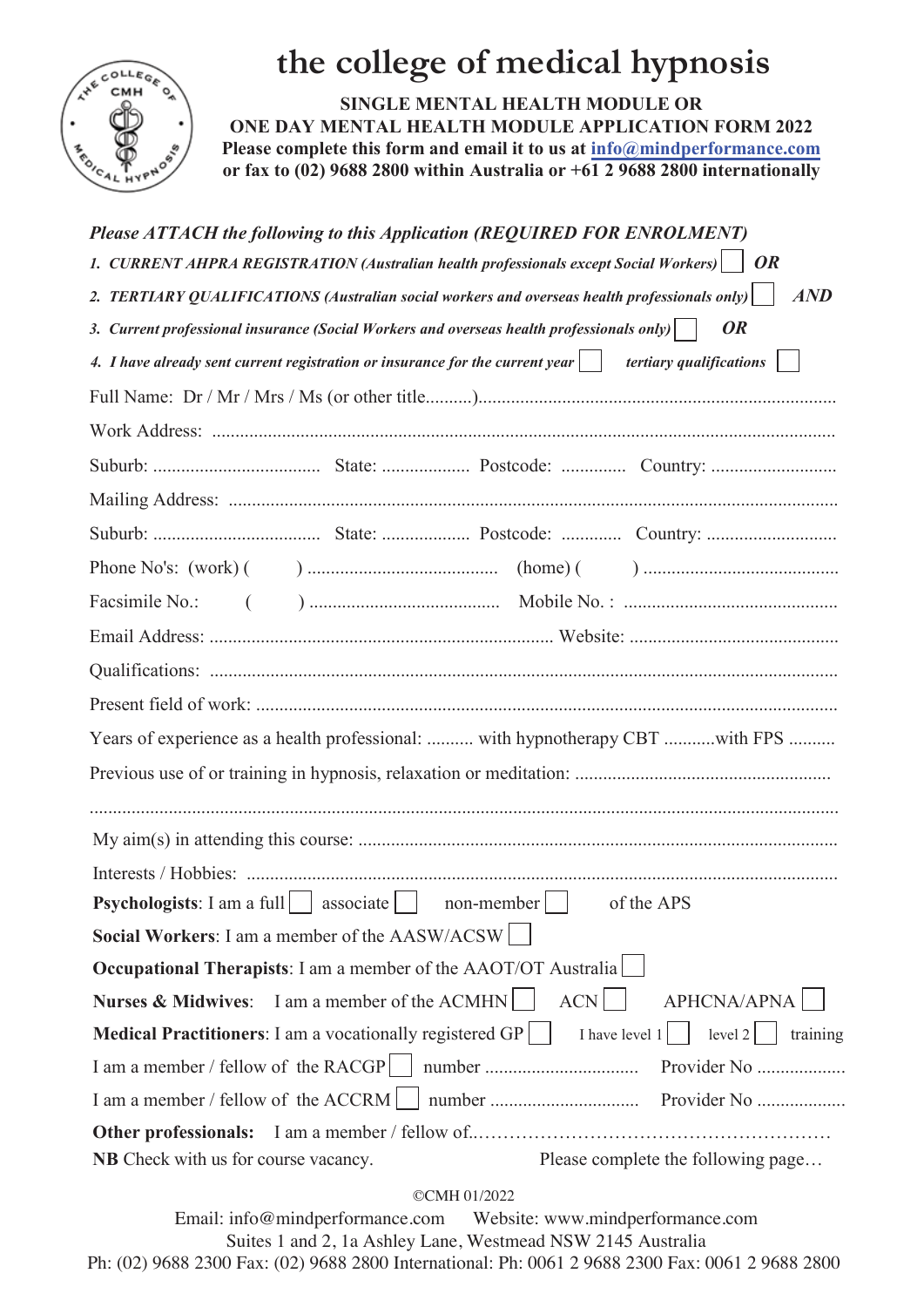# the college of medical hypnosis

**SINGLE MENTAL HEALTH MODULE OR ONE DAY MENTAL HEALTH MODULE APPLICATION FORM 2022**

**Please complete this form and email it to us at info@mindperformance.com or fax to (02) 9688 2800 within Australia or +61 2 9688 2800 internationally**

***Please ATTACH the following to this Application (REQUIRED FOR ENROLMENT)***

1. ***CURRENT AHPRA REGISTRATION (Australian health professionals except Social Workers)*** ☐ ***OR***
2. ***TERTIARY QUALIFICATIONS (Australian social workers and overseas health professionals only)*** ☐ ***AND***
3. ***Current professional insurance (Social Workers and overseas health professionals only)*** ☐ ***OR***
4. ***I have already sent current registration or insurance for the current year*** ☐ ***tertiary qualifications*** ☐

Full Name: Dr / Mr / Mrs / Ms (or other title..........)..........................................................................

Work Address: ..........................................................................................................................

Suburb: .................................... State: ................... Postcode: ............. Country: ...........................

Mailing Address: ......................................................................................................................

Suburb: .................................... State: ................... Postcode: ............. Country: ............................

Phone No's: (work) (      ) ......................................... (home) (      ) ..........................................

Facsimile No.: (      ) ......................................... Mobile No. : ..............................................

Email Address: ........................................................................ Website: .............................................

Qualifications: ............................................................................................................................

Present field of work: .................................................................................................................

Years of experience as a health professional: .......... with hypnotherapy CBT ...........with FPS ..........

Previous use of or training in hypnosis, relaxation or meditation: ......................................................

.....................................................................................................................................................

My aim(s) in attending this course: ......................................................................................

Interests / Hobbies: ..................................................................................................................

**Psychologists**: I am a full ☐ associate ☐ non-member ☐ of the APS

**Social Workers**: I am a member of the AASW/ACSW ☐

**Occupational Therapists**: I am a member of the AAOT/OT Australia ☐

**Nurses & Midwives**: I am a member of the ACMHN ☐ ACN ☐ APHCNA/APNA ☐

**Medical Practitioners**: I am a vocationally registered GP ☐ I have level 1 ☐ level 2 ☐ training

I am a member / fellow of the RACGP ☐ number ................................. Provider No ...................

I am a member / fellow of the ACCRM ☐ number ............................... Provider No ...................

**Other professionals:** I am a member / fellow of...................................................

**NB** Check with us for course vacancy. Please complete the following page…

©CMH 01/2022

Email: info@mindperformance.com Website: www.mindperformance.com
Suites 1 and 2, 1a Ashley Lane, Westmead NSW 2145 Australia
Ph: (02) 9688 2300 Fax: (02) 9688 2800 International: Ph: 0061 2 9688 2300 Fax: 0061 2 9688 2800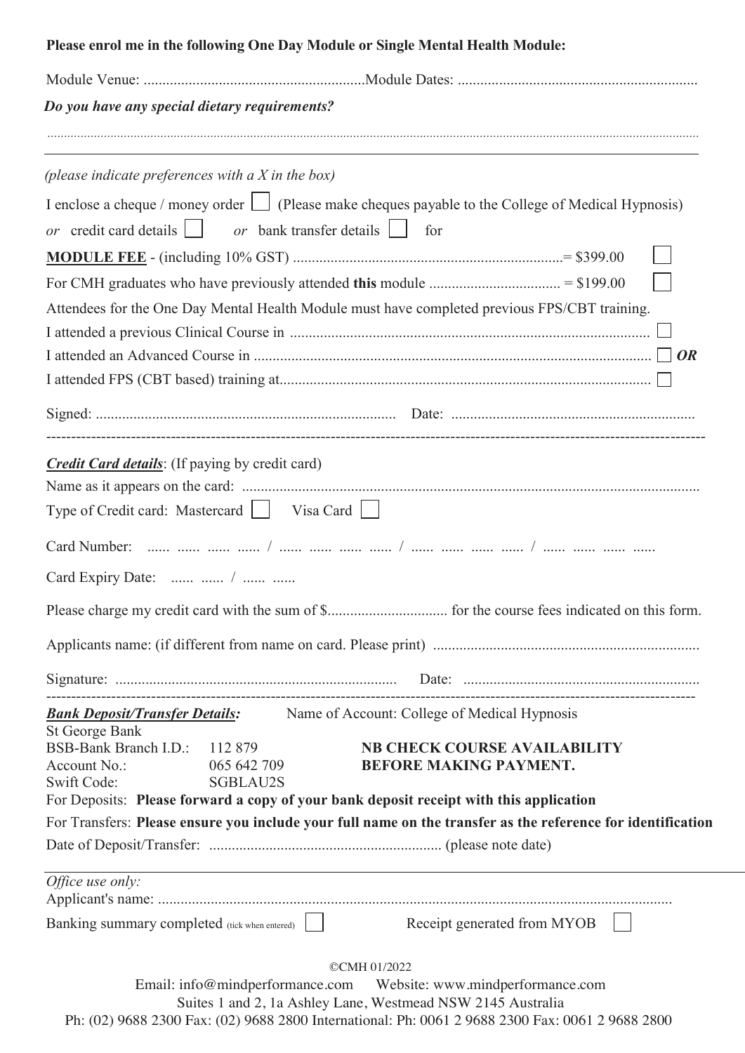**Please enrol me in the following One Day Module or Single Mental Health Module:**

Module Venue: ........................................................... Module Dates: ...............................................................

***Do you have any special dietary requirements?***

.............................................................................................................................................................................................

*(please indicate preferences with a X in the box)*

I enclose a cheque / money order ☐ (Please make cheques payable to the College of Medical Hypnosis)

*or* credit card details ☐ *or* bank transfer details ☐ for

**MODULE FEE** - (including 10% GST) .......................................................................= $399.00 ☐

For CMH graduates who have previously attended **this** module .................................. = $199.00 ☐

Attendees for the One Day Mental Health Module must have completed previous FPS/CBT training.

I attended a previous Clinical Course in ............................................................................................... ☐

I attended an Advanced Course in ......................................................................................................... ☐ ***OR***

I attended FPS (CBT based) training at.................................................................................................. ☐

Signed: ............................................................................... Date: .................................................................

---

***Credit Card details***: (If paying by credit card)

Name as it appears on the card: .........................................................................................................................

Type of Credit card: Mastercard ☐ Visa Card ☐

Card Number: ...... ...... ...... ...... / ...... ...... ...... ...... / ...... ...... ...... ...... / ...... ...... ...... ......

Card Expiry Date: ...... ...... / ...... ......

Please charge my credit card with the sum of $............................... for the course fees indicated on this form.

Applicants name: (if different from name on card. Please print) .......................................................................

Signature: .......................................................................... Date: ..............................................................

---

***Bank Deposit/Transfer Details:*** Name of Account: College of Medical Hypnosis

St George Bank
BSB-Bank Branch I.D.: 112 879
Account No.: 065 642 709
Swift Code: SGBLAU2S

**NB CHECK COURSE AVAILABILITY BEFORE MAKING PAYMENT.**

For Deposits: **Please forward a copy of your bank deposit receipt with this application**

For Transfers: **Please ensure you include your full name on the transfer as the reference for identification**

Date of Deposit/Transfer: ............................................................. (please note date)

---

*Office use only:*

Applicant's name: ........................................................................................................................................

Banking summary completed (tick when entered) ☐ Receipt generated from MYOB ☐

©CMH 01/2022

Email: info@mindperformance.com Website: www.mindperformance.com
Suites 1 and 2, 1a Ashley Lane, Westmead NSW 2145 Australia
Ph: (02) 9688 2300 Fax: (02) 9688 2800 International: Ph: 0061 2 9688 2300 Fax: 0061 2 9688 2800